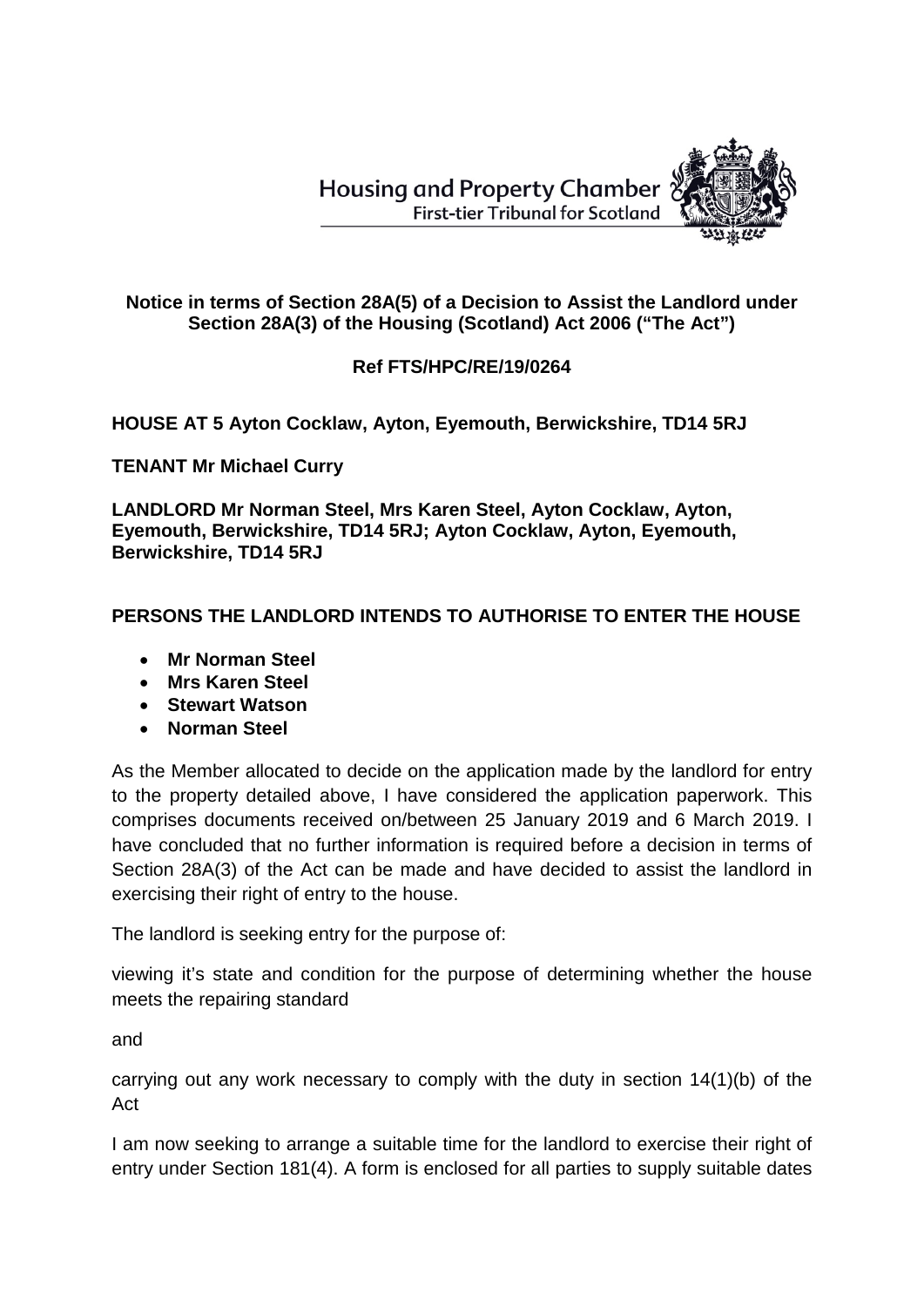Housing and Property Chamber
First-tier Tribunal for Scotland

**Notice in terms of Section 28A(5) of a Decision to Assist the Landlord under Section 28A(3) of the Housing (Scotland) Act 2006 ("The Act")**

**Ref FTS/HPC/RE/19/0264**

**HOUSE AT 5 Ayton Cocklaw, Ayton, Eyemouth, Berwickshire, TD14 5RJ**

**TENANT Mr Michael Curry**

**LANDLORD Mr Norman Steel, Mrs Karen Steel, Ayton Cocklaw, Ayton, Eyemouth, Berwickshire, TD14 5RJ; Ayton Cocklaw, Ayton, Eyemouth, Berwickshire, TD14 5RJ**

**PERSONS THE LANDLORD INTENDS TO AUTHORISE TO ENTER THE HOUSE**

- **Mr Norman Steel**
- **Mrs Karen Steel**
- **Stewart Watson**
- **Norman Steel**

As the Member allocated to decide on the application made by the landlord for entry to the property detailed above, I have considered the application paperwork. This comprises documents received on/between 25 January 2019 and 6 March 2019. I have concluded that no further information is required before a decision in terms of Section 28A(3) of the Act can be made and have decided to assist the landlord in exercising their right of entry to the house.

The landlord is seeking entry for the purpose of:

viewing it's state and condition for the purpose of determining whether the house meets the repairing standard

and

carrying out any work necessary to comply with the duty in section 14(1)(b) of the Act

I am now seeking to arrange a suitable time for the landlord to exercise their right of entry under Section 181(4). A form is enclosed for all parties to supply suitable dates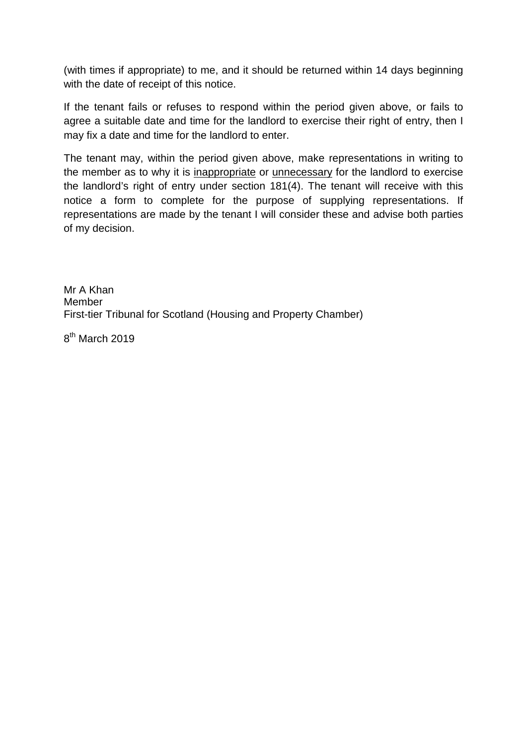(with times if appropriate) to me, and it should be returned within 14 days beginning with the date of receipt of this notice.

If the tenant fails or refuses to respond within the period given above, or fails to agree a suitable date and time for the landlord to exercise their right of entry, then I may fix a date and time for the landlord to enter.

The tenant may, within the period given above, make representations in writing to the member as to why it is <u>inappropriate</u> or <u>unnecessary</u> for the landlord to exercise the landlord's right of entry under section 181(4). The tenant will receive with this notice a form to complete for the purpose of supplying representations. If representations are made by the tenant I will consider these and advise both parties of my decision.

Mr A Khan
Member
First-tier Tribunal for Scotland (Housing and Property Chamber)

8th March 2019